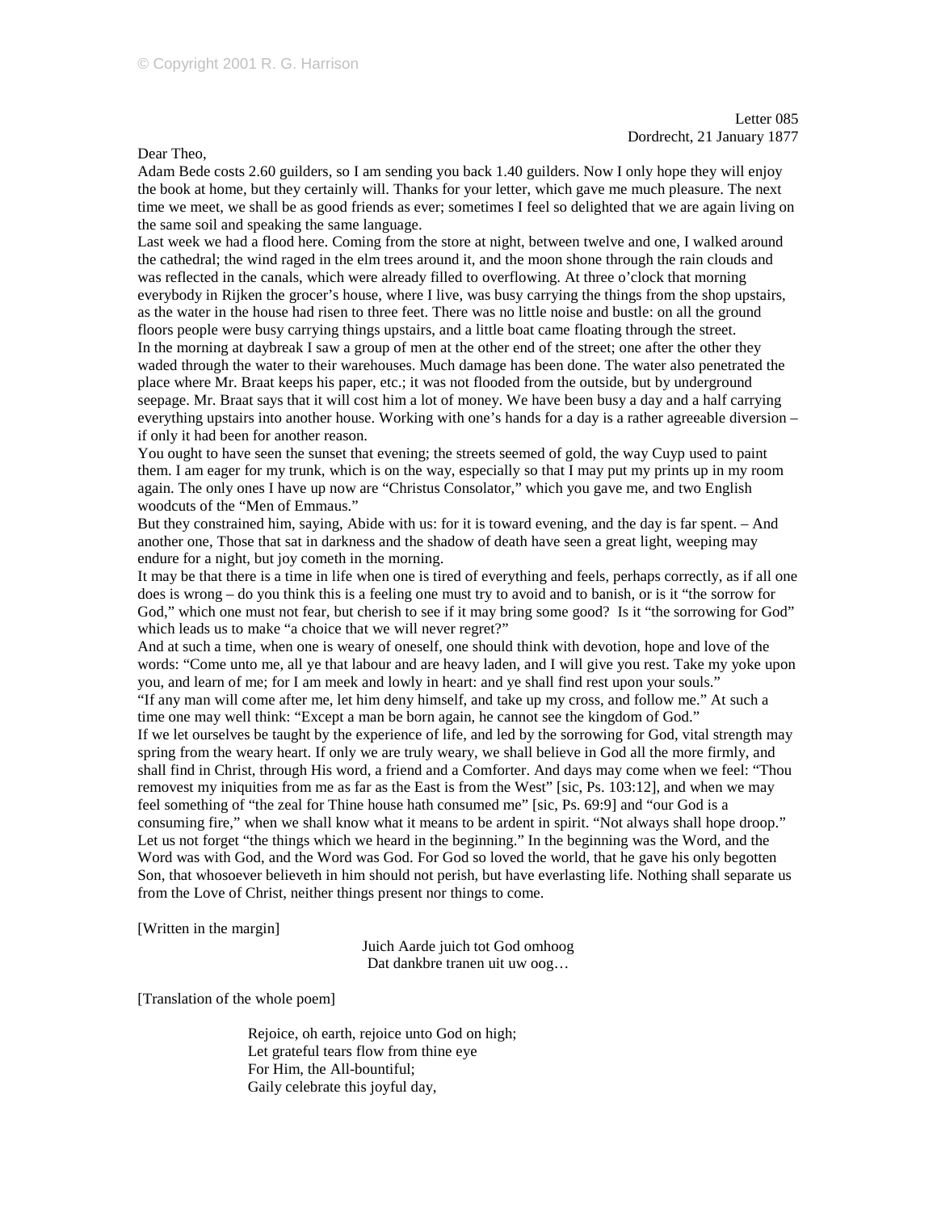Letter 085
Dordrecht, 21 January 1877

Dear Theo,

Adam Bede costs 2.60 guilders, so I am sending you back 1.40 guilders. Now I only hope they will enjoy the book at home, but they certainly will. Thanks for your letter, which gave me much pleasure. The next time we meet, we shall be as good friends as ever; sometimes I feel so delighted that we are again living on the same soil and speaking the same language.

Last week we had a flood here. Coming from the store at night, between twelve and one, I walked around the cathedral; the wind raged in the elm trees around it, and the moon shone through the rain clouds and was reflected in the canals, which were already filled to overflowing. At three o'clock that morning everybody in Rijken the grocer's house, where I live, was busy carrying the things from the shop upstairs, as the water in the house had risen to three feet. There was no little noise and bustle: on all the ground floors people were busy carrying things upstairs, and a little boat came floating through the street.

In the morning at daybreak I saw a group of men at the other end of the street; one after the other they waded through the water to their warehouses. Much damage has been done. The water also penetrated the place where Mr. Braat keeps his paper, etc.; it was not flooded from the outside, but by underground seepage. Mr. Braat says that it will cost him a lot of money. We have been busy a day and a half carrying everything upstairs into another house. Working with one's hands for a day is a rather agreeable diversion – if only it had been for another reason.

You ought to have seen the sunset that evening; the streets seemed of gold, the way Cuyp used to paint them. I am eager for my trunk, which is on the way, especially so that I may put my prints up in my room again. The only ones I have up now are "Christus Consolator," which you gave me, and two English woodcuts of the "Men of Emmaus."

But they constrained him, saying, Abide with us: for it is toward evening, and the day is far spent. – And another one, Those that sat in darkness and the shadow of death have seen a great light, weeping may endure for a night, but joy cometh in the morning.

It may be that there is a time in life when one is tired of everything and feels, perhaps correctly, as if all one does is wrong – do you think this is a feeling one must try to avoid and to banish, or is it "the sorrow for God," which one must not fear, but cherish to see if it may bring some good? Is it "the sorrowing for God" which leads us to make "a choice that we will never regret?"

And at such a time, when one is weary of oneself, one should think with devotion, hope and love of the words: "Come unto me, all ye that labour and are heavy laden, and I will give you rest. Take my yoke upon you, and learn of me; for I am meek and lowly in heart: and ye shall find rest upon your souls."

"If any man will come after me, let him deny himself, and take up my cross, and follow me." At such a time one may well think: "Except a man be born again, he cannot see the kingdom of God."

If we let ourselves be taught by the experience of life, and led by the sorrowing for God, vital strength may spring from the weary heart. If only we are truly weary, we shall believe in God all the more firmly, and shall find in Christ, through His word, a friend and a Comforter. And days may come when we feel: "Thou removest my iniquities from me as far as the East is from the West" [sic, Ps. 103:12], and when we may feel something of "the zeal for Thine house hath consumed me" [sic, Ps. 69:9] and "our God is a consuming fire," when we shall know what it means to be ardent in spirit. "Not always shall hope droop." Let us not forget "the things which we heard in the beginning." In the beginning was the Word, and the Word was with God, and the Word was God. For God so loved the world, that he gave his only begotten Son, that whosoever believeth in him should not perish, but have everlasting life. Nothing shall separate us from the Love of Christ, neither things present nor things to come.

[Written in the margin]

Juich Aarde juich tot God omhoog
Dat dankbre tranen uit uw oog…

[Translation of the whole poem]

Rejoice, oh earth, rejoice unto God on high;
Let grateful tears flow from thine eye
For Him, the All-bountiful;
Gaily celebrate this joyful day,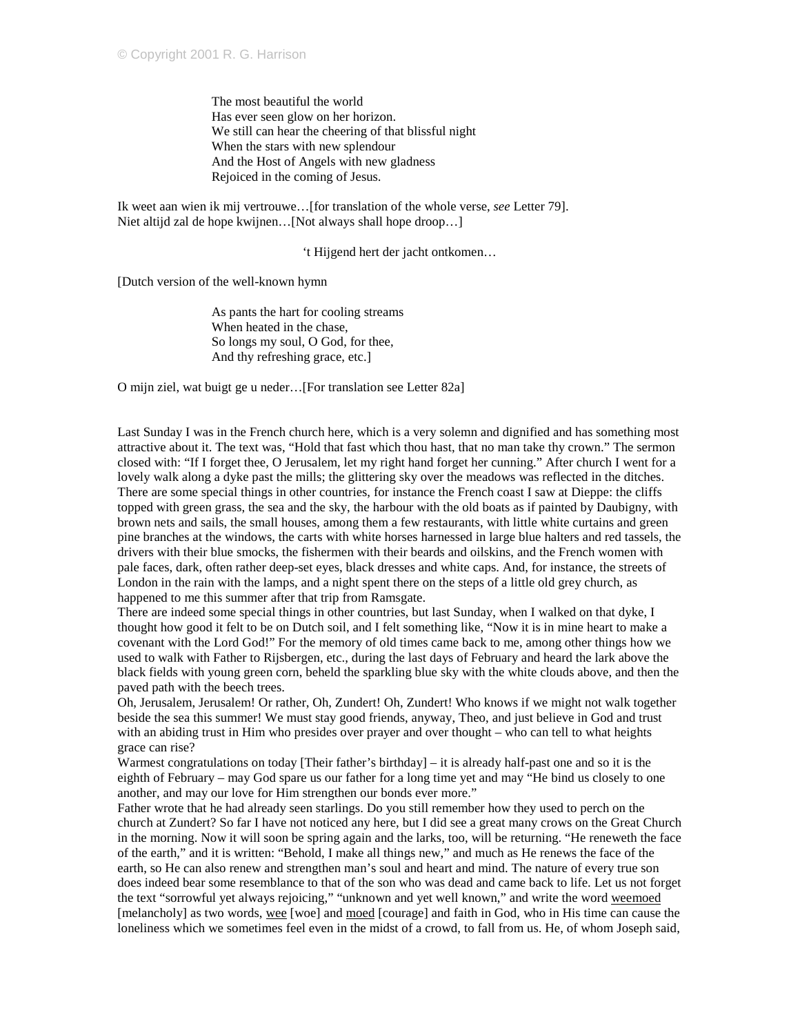The most beautiful the world
Has ever seen glow on her horizon.
We still can hear the cheering of that blissful night
When the stars with new splendour
And the Host of Angels with new gladness
Rejoiced in the coming of Jesus.

Ik weet aan wien ik mij vertrouwe…[for translation of the whole verse, *see* Letter 79].
Niet altijd zal de hope kwijnen…[Not always shall hope droop…]

't Hijgend hert der jacht ontkomen…

[Dutch version of the well-known hymn

As pants the hart for cooling streams
When heated in the chase,
So longs my soul, O God, for thee,
And thy refreshing grace, etc.]

O mijn ziel, wat buigt ge u neder…[For translation see Letter 82a]

Last Sunday I was in the French church here, which is a very solemn and dignified and has something most attractive about it. The text was, "Hold that fast which thou hast, that no man take thy crown." The sermon closed with: "If I forget thee, O Jerusalem, let my right hand forget her cunning." After church I went for a lovely walk along a dyke past the mills; the glittering sky over the meadows was reflected in the ditches. There are some special things in other countries, for instance the French coast I saw at Dieppe: the cliffs topped with green grass, the sea and the sky, the harbour with the old boats as if painted by Daubigny, with brown nets and sails, the small houses, among them a few restaurants, with little white curtains and green pine branches at the windows, the carts with white horses harnessed in large blue halters and red tassels, the drivers with their blue smocks, the fishermen with their beards and oilskins, and the French women with pale faces, dark, often rather deep-set eyes, black dresses and white caps. And, for instance, the streets of London in the rain with the lamps, and a night spent there on the steps of a little old grey church, as happened to me this summer after that trip from Ramsgate.
There are indeed some special things in other countries, but last Sunday, when I walked on that dyke, I thought how good it felt to be on Dutch soil, and I felt something like, "Now it is in mine heart to make a covenant with the Lord God!" For the memory of old times came back to me, among other things how we used to walk with Father to Rijsbergen, etc., during the last days of February and heard the lark above the black fields with young green corn, beheld the sparkling blue sky with the white clouds above, and then the paved path with the beech trees.
Oh, Jerusalem, Jerusalem! Or rather, Oh, Zundert! Oh, Zundert! Who knows if we might not walk together beside the sea this summer! We must stay good friends, anyway, Theo, and just believe in God and trust with an abiding trust in Him who presides over prayer and over thought – who can tell to what heights grace can rise?
Warmest congratulations on today [Their father's birthday] – it is already half-past one and so it is the eighth of February – may God spare us our father for a long time yet and may "He bind us closely to one another, and may our love for Him strengthen our bonds ever more."
Father wrote that he had already seen starlings. Do you still remember how they used to perch on the church at Zundert? So far I have not noticed any here, but I did see a great many crows on the Great Church in the morning. Now it will soon be spring again and the larks, too, will be returning. "He reneweth the face of the earth," and it is written: "Behold, I make all things new," and much as He renews the face of the earth, so He can also renew and strengthen man's soul and heart and mind. The nature of every true son does indeed bear some resemblance to that of the son who was dead and came back to life. Let us not forget the text "sorrowful yet always rejoicing," "unknown and yet well known," and write the word <u>weemoed</u> [melancholy] as two words, <u>wee</u> [woe] and <u>moed</u> [courage] and faith in God, who in His time can cause the loneliness which we sometimes feel even in the midst of a crowd, to fall from us. He, of whom Joseph said,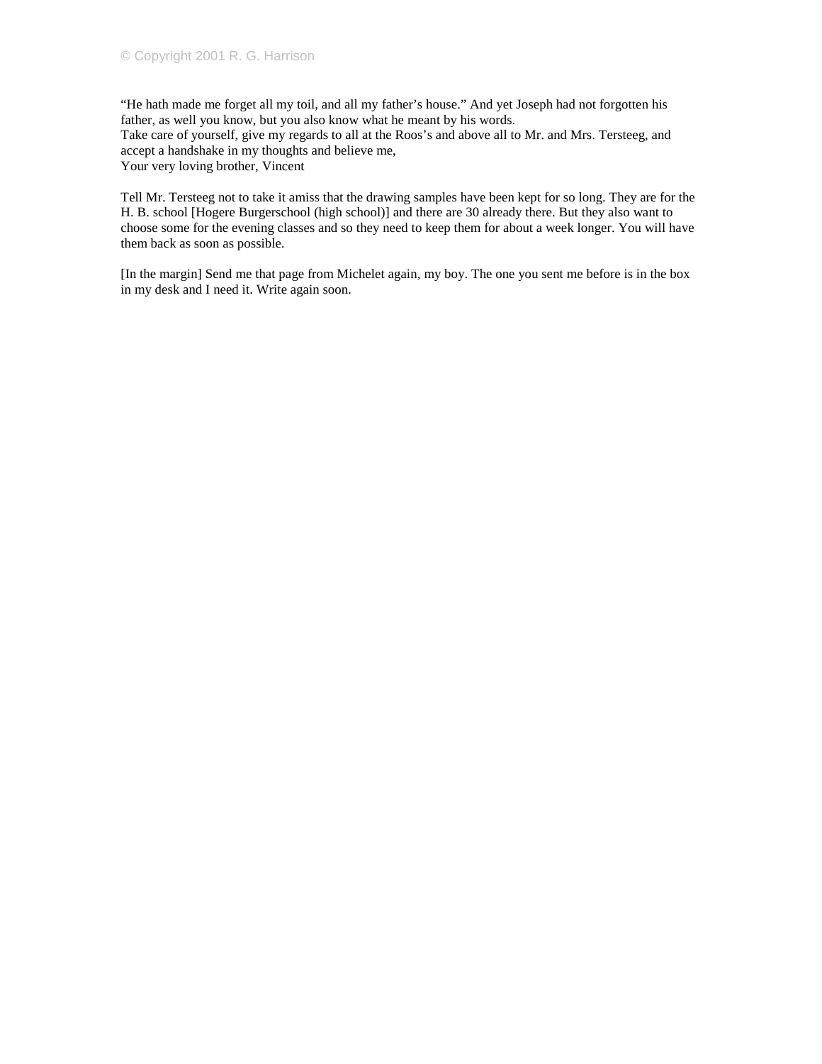“He hath made me forget all my toil, and all my father’s house.” And yet Joseph had not forgotten his father, as well you know, but you also know what he meant by his words.
Take care of yourself, give my regards to all at the Roos’s and above all to Mr. and Mrs. Tersteeg, and accept a handshake in my thoughts and believe me,
Your very loving brother, Vincent

Tell Mr. Tersteeg not to take it amiss that the drawing samples have been kept for so long. They are for the H. B. school [Hogere Burgerschool (high school)] and there are 30 already there. But they also want to choose some for the evening classes and so they need to keep them for about a week longer. You will have them back as soon as possible.

[In the margin] Send me that page from Michelet again, my boy. The one you sent me before is in the box in my desk and I need it. Write again soon.